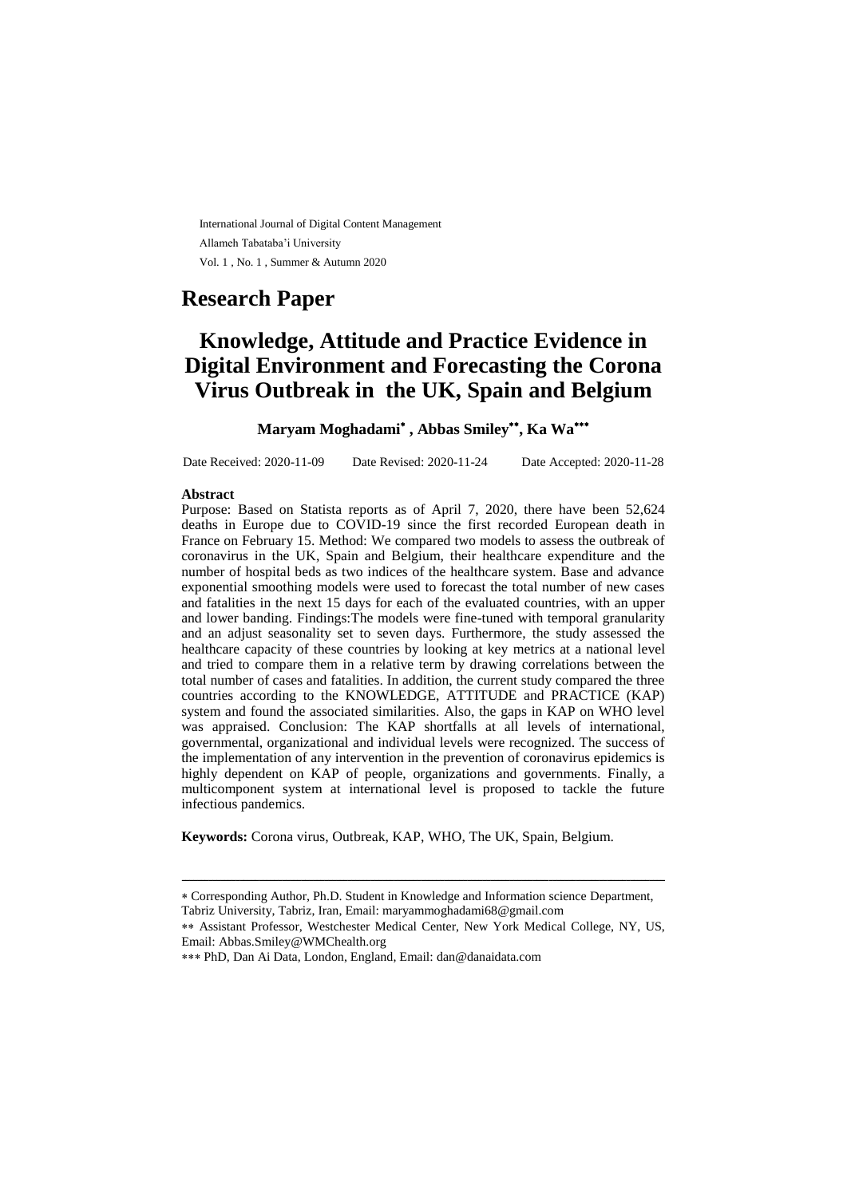International Journal of Digital Content Management
Allameh Tabataba'i University
Vol. 1 , No. 1 , Summer & Autumn 2020

## Research Paper

# Knowledge, Attitude and Practice Evidence in Digital Environment and Forecasting the Corona Virus Outbreak in the UK, Spain and Belgium

**Maryam Moghadami[*] , Abbas Smiley[**], Ka Wa[***]**

Date Received: 2020-11-09 Date Revised: 2020-11-24 Date Accepted: 2020-11-28

**Abstract**

Purpose: Based on Statista reports as of April 7, 2020, there have been 52,624 deaths in Europe due to COVID-19 since the first recorded European death in France on February 15. Method: We compared two models to assess the outbreak of coronavirus in the UK, Spain and Belgium, their healthcare expenditure and the number of hospital beds as two indices of the healthcare system. Base and advance exponential smoothing models were used to forecast the total number of new cases and fatalities in the next 15 days for each of the evaluated countries, with an upper and lower banding. Findings:The models were fine-tuned with temporal granularity and an adjust seasonality set to seven days. Furthermore, the study assessed the healthcare capacity of these countries by looking at key metrics at a national level and tried to compare them in a relative term by drawing correlations between the total number of cases and fatalities. In addition, the current study compared the three countries according to the KNOWLEDGE, ATTITUDE and PRACTICE (KAP) system and found the associated similarities. Also, the gaps in KAP on WHO level was appraised. Conclusion: The KAP shortfalls at all levels of international, governmental, organizational and individual levels were recognized. The success of the implementation of any intervention in the prevention of coronavirus epidemics is highly dependent on KAP of people, organizations and governments. Finally, a multicomponent system at international level is proposed to tackle the future infectious pandemics.

**Keywords:** Corona virus, Outbreak, KAP, WHO, The UK, Spain, Belgium.

---

* Corresponding Author, Ph.D. Student in Knowledge and Information science Department, Tabriz University, Tabriz, Iran, Email: maryammoghadami68@gmail.com

** Assistant Professor, Westchester Medical Center, New York Medical College, NY, US, Email: Abbas.Smiley@WMChealth.org

*** PhD, Dan Ai Data, London, England, Email: dan@danaidata.com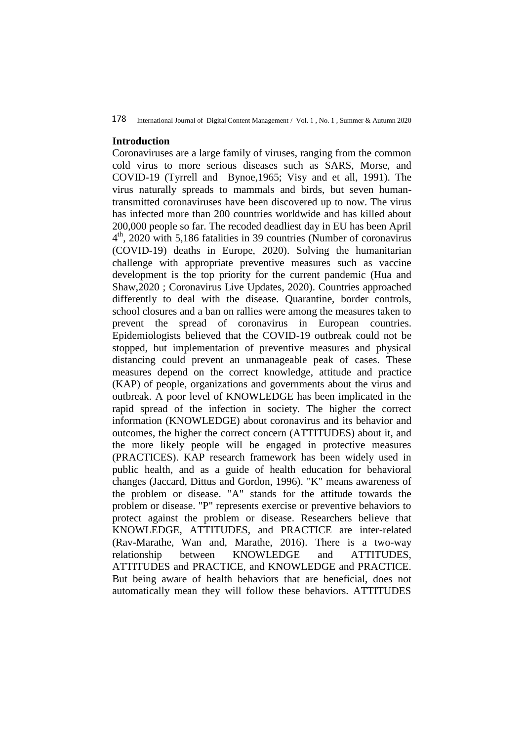## Introduction

Coronaviruses are a large family of viruses, ranging from the common cold virus to more serious diseases such as SARS, Morse, and COVID-19 (Tyrrell and Bynoe,1965; Visy and et all, 1991). The virus naturally spreads to mammals and birds, but seven human-transmitted coronaviruses have been discovered up to now. The virus has infected more than 200 countries worldwide and has killed about 200,000 people so far. The recoded deadliest day in EU has been April 4th, 2020 with 5,186 fatalities in 39 countries (Number of coronavirus (COVID-19) deaths in Europe, 2020). Solving the humanitarian challenge with appropriate preventive measures such as vaccine development is the top priority for the current pandemic (Hua and Shaw,2020 ; Coronavirus Live Updates, 2020). Countries approached differently to deal with the disease. Quarantine, border controls, school closures and a ban on rallies were among the measures taken to prevent the spread of coronavirus in European countries. Epidemiologists believed that the COVID-19 outbreak could not be stopped, but implementation of preventive measures and physical distancing could prevent an unmanageable peak of cases. These measures depend on the correct knowledge, attitude and practice (KAP) of people, organizations and governments about the virus and outbreak. A poor level of KNOWLEDGE has been implicated in the rapid spread of the infection in society. The higher the correct information (KNOWLEDGE) about coronavirus and its behavior and outcomes, the higher the correct concern (ATTITUDES) about it, and the more likely people will be engaged in protective measures (PRACTICES). KAP research framework has been widely used in public health, and as a guide of health education for behavioral changes (Jaccard, Dittus and Gordon, 1996). "K" means awareness of the problem or disease. "A" stands for the attitude towards the problem or disease. "P" represents exercise or preventive behaviors to protect against the problem or disease. Researchers believe that KNOWLEDGE, ATTITUDES, and PRACTICE are inter-related (Rav-Marathe, Wan and, Marathe, 2016). There is a two-way relationship between KNOWLEDGE and ATTITUDES, ATTITUDES and PRACTICE, and KNOWLEDGE and PRACTICE. But being aware of health behaviors that are beneficial, does not automatically mean they will follow these behaviors. ATTITUDES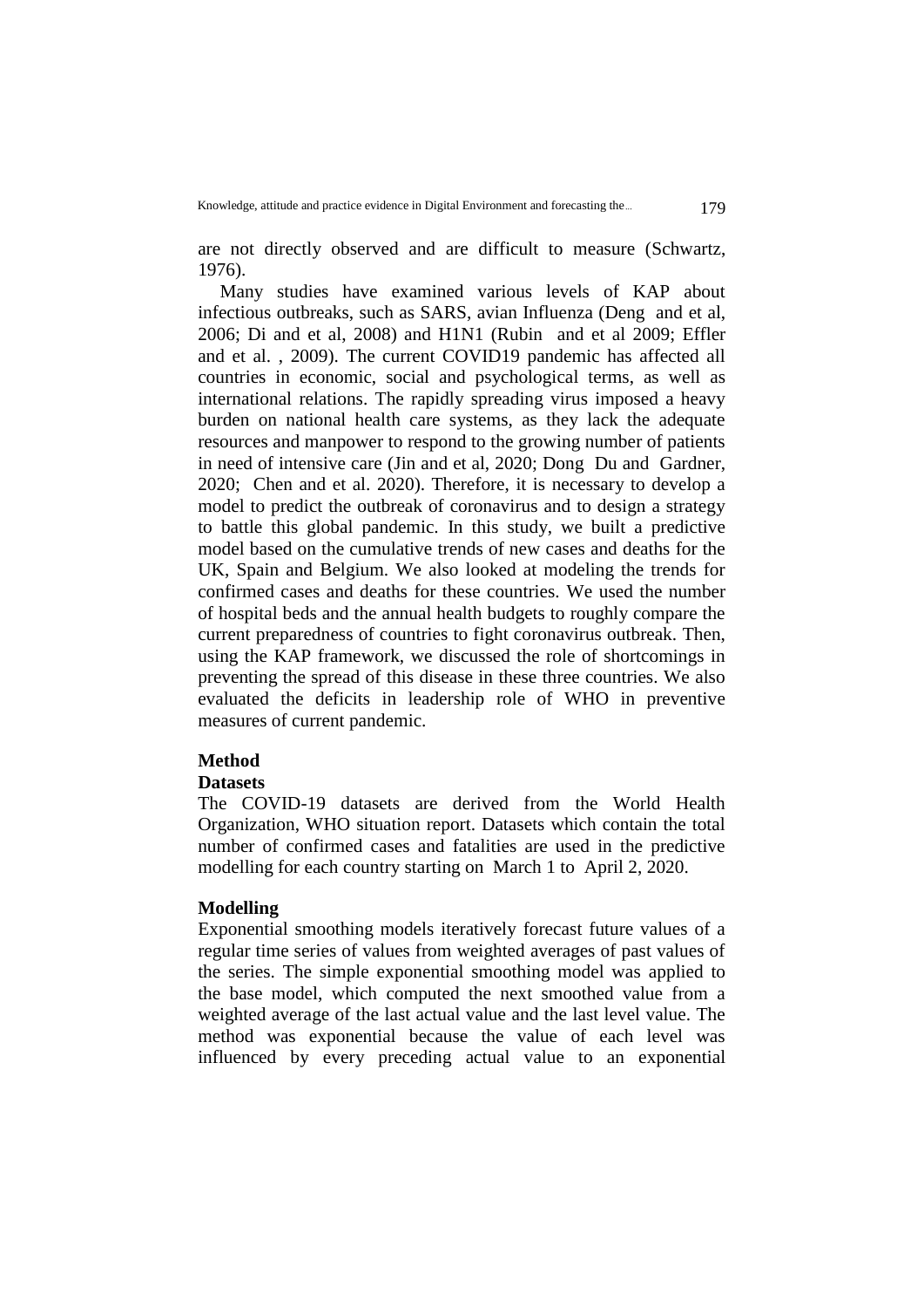are not directly observed and are difficult to measure (Schwartz, 1976).

Many studies have examined various levels of KAP about infectious outbreaks, such as SARS, avian Influenza (Deng and et al, 2006; Di and et al, 2008) and H1N1 (Rubin and et al 2009; Effler and et al. , 2009). The current COVID19 pandemic has affected all countries in economic, social and psychological terms, as well as international relations. The rapidly spreading virus imposed a heavy burden on national health care systems, as they lack the adequate resources and manpower to respond to the growing number of patients in need of intensive care (Jin and et al, 2020; Dong Du and Gardner, 2020; Chen and et al. 2020). Therefore, it is necessary to develop a model to predict the outbreak of coronavirus and to design a strategy to battle this global pandemic. In this study, we built a predictive model based on the cumulative trends of new cases and deaths for the UK, Spain and Belgium. We also looked at modeling the trends for confirmed cases and deaths for these countries. We used the number of hospital beds and the annual health budgets to roughly compare the current preparedness of countries to fight coronavirus outbreak. Then, using the KAP framework, we discussed the role of shortcomings in preventing the spread of this disease in these three countries. We also evaluated the deficits in leadership role of WHO in preventive measures of current pandemic.

## Method

### Datasets

The COVID-19 datasets are derived from the World Health Organization, WHO situation report. Datasets which contain the total number of confirmed cases and fatalities are used in the predictive modelling for each country starting on March 1 to April 2, 2020.

### Modelling

Exponential smoothing models iteratively forecast future values of a regular time series of values from weighted averages of past values of the series. The simple exponential smoothing model was applied to the base model, which computed the next smoothed value from a weighted average of the last actual value and the last level value. The method was exponential because the value of each level was influenced by every preceding actual value to an exponential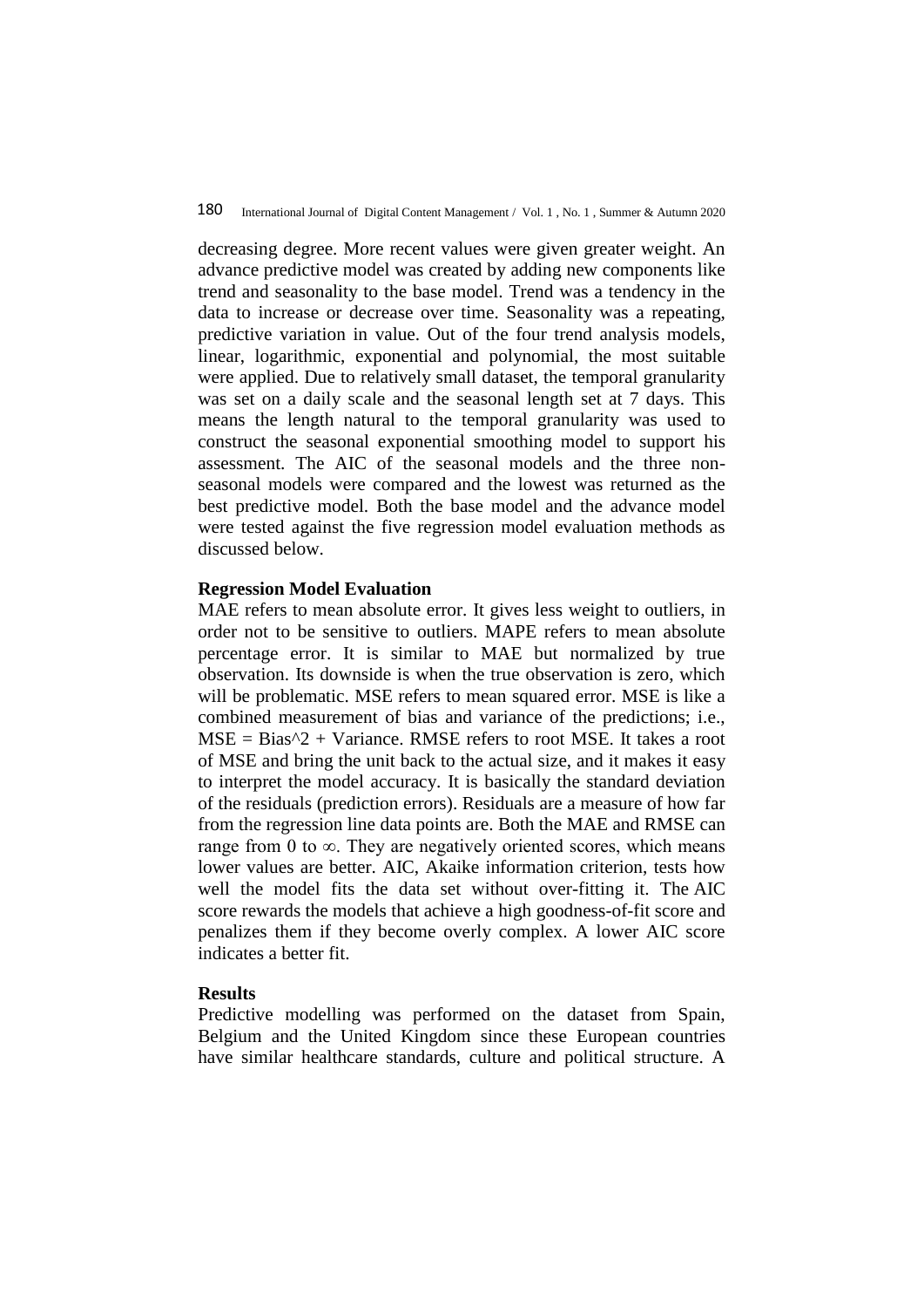decreasing degree. More recent values were given greater weight. An advance predictive model was created by adding new components like trend and seasonality to the base model. Trend was a tendency in the data to increase or decrease over time. Seasonality was a repeating, predictive variation in value. Out of the four trend analysis models, linear, logarithmic, exponential and polynomial, the most suitable were applied. Due to relatively small dataset, the temporal granularity was set on a daily scale and the seasonal length set at 7 days. This means the length natural to the temporal granularity was used to construct the seasonal exponential smoothing model to support his assessment. The AIC of the seasonal models and the three non-seasonal models were compared and the lowest was returned as the best predictive model. Both the base model and the advance model were tested against the five regression model evaluation methods as discussed below.

**Regression Model Evaluation**

MAE refers to mean absolute error. It gives less weight to outliers, in order not to be sensitive to outliers. MAPE refers to mean absolute percentage error. It is similar to MAE but normalized by true observation. Its downside is when the true observation is zero, which will be problematic. MSE refers to mean squared error. MSE is like a combined measurement of bias and variance of the predictions; i.e., $MSE = Bias^2 + Variance$. RMSE refers to root MSE. It takes a root of MSE and bring the unit back to the actual size, and it makes it easy to interpret the model accuracy. It is basically the standard deviation of the residuals (prediction errors). Residuals are a measure of how far from the regression line data points are. Both the MAE and RMSE can range from 0 to $\infty$. They are negatively oriented scores, which means lower values are better. AIC, Akaike information criterion, tests how well the model fits the data set without over-fitting it. The AIC score rewards the models that achieve a high goodness-of-fit score and penalizes them if they become overly complex. A lower AIC score indicates a better fit.

**Results**

Predictive modelling was performed on the dataset from Spain, Belgium and the United Kingdom since these European countries have similar healthcare standards, culture and political structure. A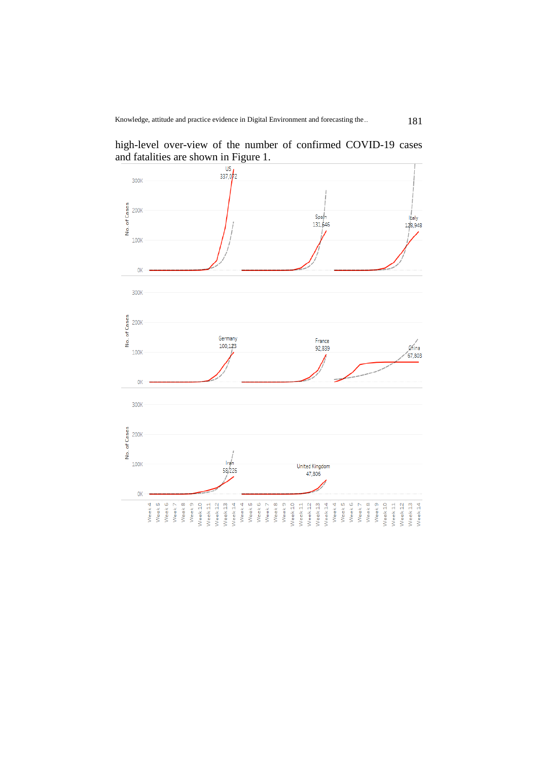high-level over-view of the number of confirmed COVID-19 cases and fatalities are shown in Figure 1.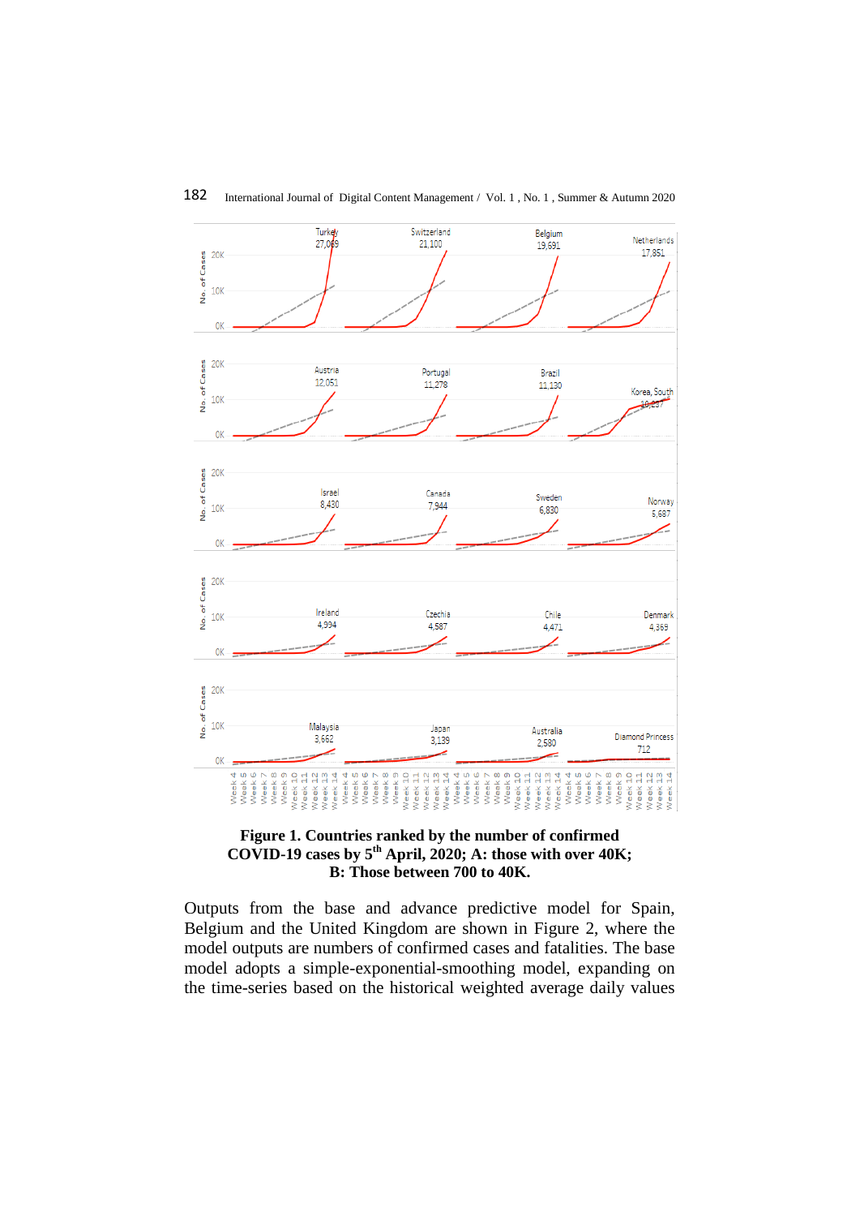**Figure 1. Countries ranked by the number of confirmed COVID-19 cases by 5th April, 2020; A: those with over 40K; B: Those between 700 to 40K.**

Outputs from the base and advance predictive model for Spain, Belgium and the United Kingdom are shown in Figure 2, where the model outputs are numbers of confirmed cases and fatalities. The base model adopts a simple-exponential-smoothing model, expanding on the time-series based on the historical weighted average daily values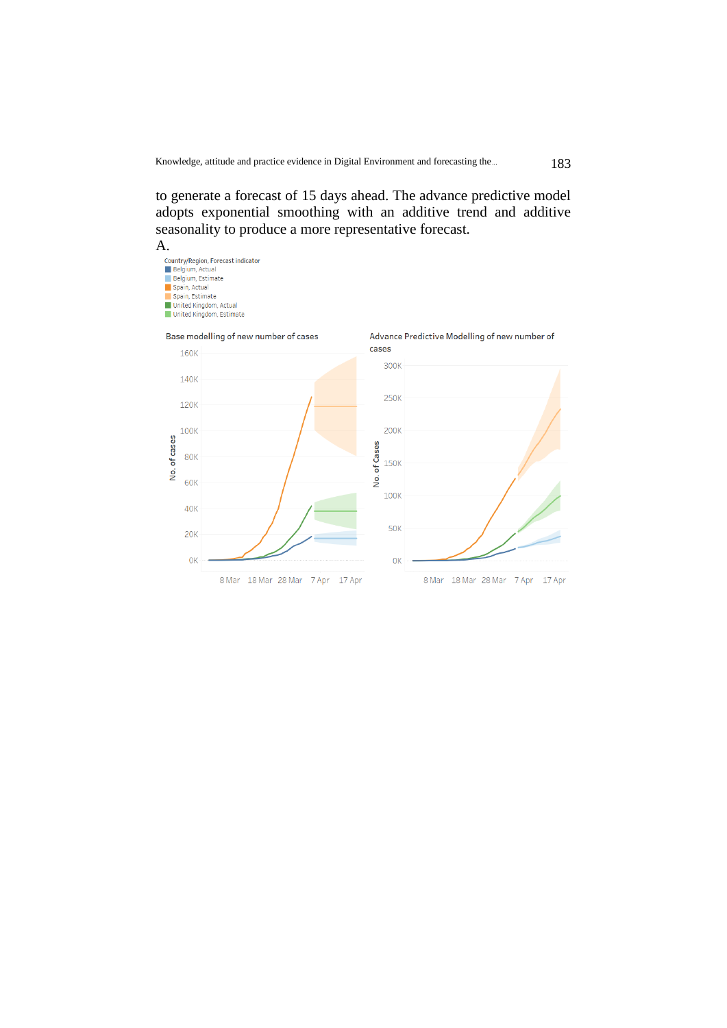to generate a forecast of 15 days ahead. The advance predictive model adopts exponential smoothing with an additive trend and additive seasonality to produce a more representative forecast.

A.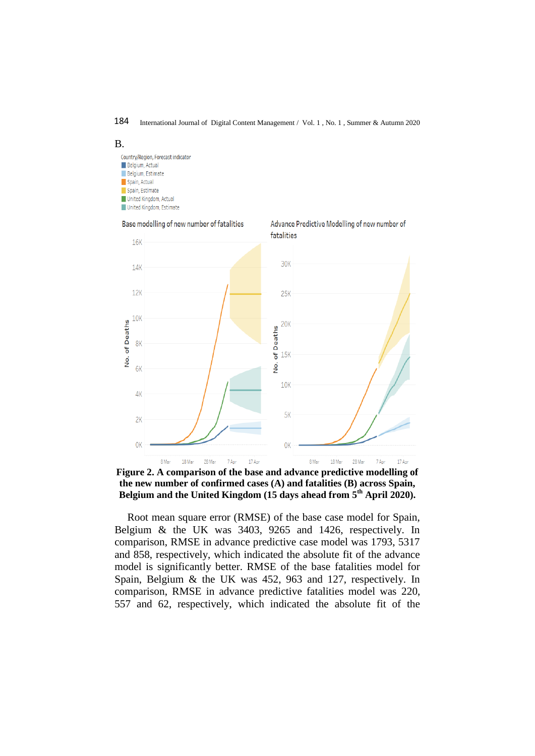B.

Figure 2. A comparison of the base and advance predictive modelling of the new number of confirmed cases (A) and fatalities (B) across Spain, Belgium and the United Kingdom (15 days ahead from 5th April 2020).

Root mean square error (RMSE) of the base case model for Spain, Belgium & the UK was 3403, 9265 and 1426, respectively. In comparison, RMSE in advance predictive case model was 1793, 5317 and 858, respectively, which indicated the absolute fit of the advance model is significantly better. RMSE of the base fatalities model for Spain, Belgium & the UK was 452, 963 and 127, respectively. In comparison, RMSE in advance predictive fatalities model was 220, 557 and 62, respectively, which indicated the absolute fit of the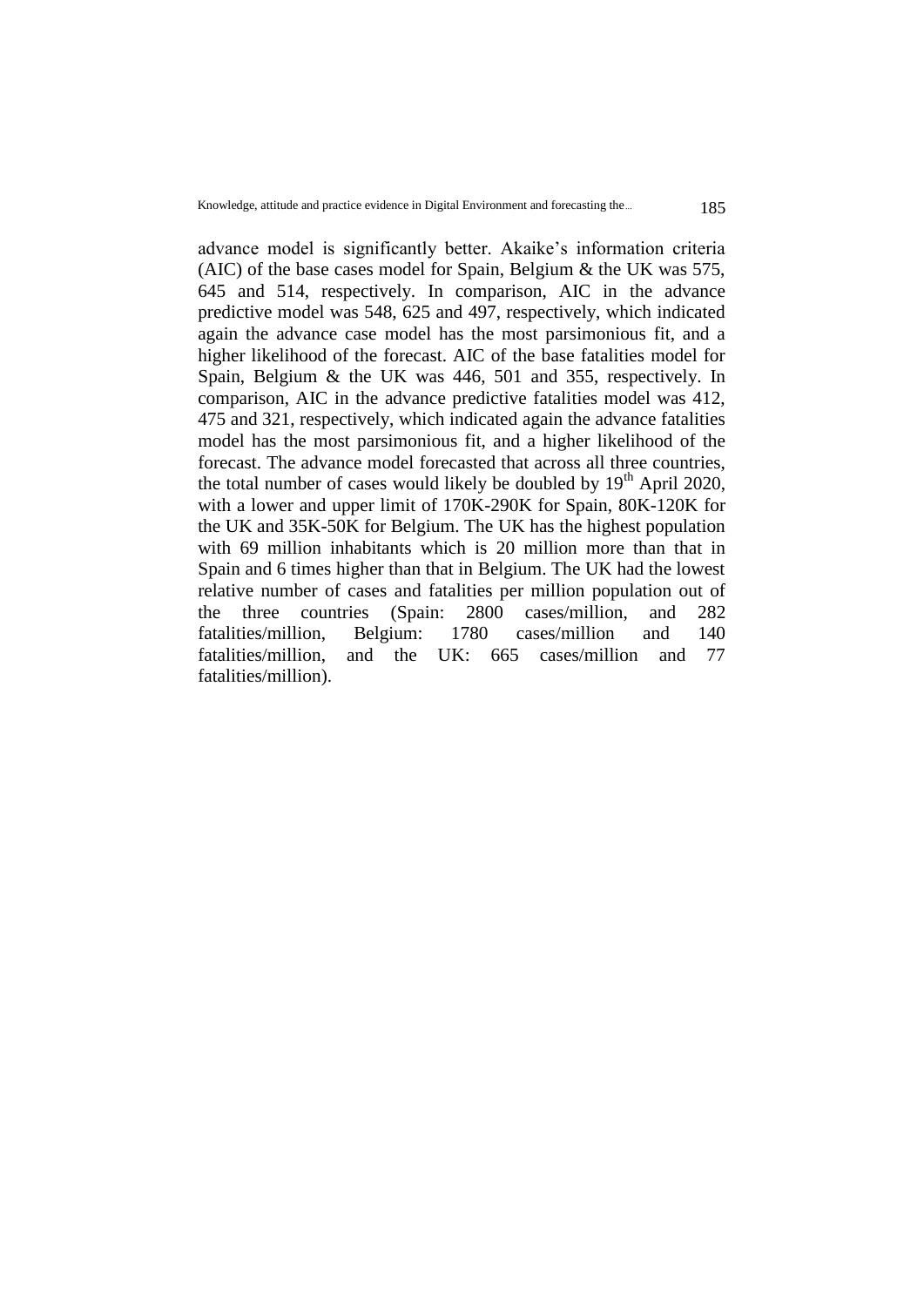advance model is significantly better. Akaike's information criteria (AIC) of the base cases model for Spain, Belgium & the UK was 575, 645 and 514, respectively. In comparison, AIC in the advance predictive model was 548, 625 and 497, respectively, which indicated again the advance case model has the most parsimonious fit, and a higher likelihood of the forecast. AIC of the base fatalities model for Spain, Belgium & the UK was 446, 501 and 355, respectively. In comparison, AIC in the advance predictive fatalities model was 412, 475 and 321, respectively, which indicated again the advance fatalities model has the most parsimonious fit, and a higher likelihood of the forecast. The advance model forecasted that across all three countries, the total number of cases would likely be doubled by 19th April 2020, with a lower and upper limit of 170K-290K for Spain, 80K-120K for the UK and 35K-50K for Belgium. The UK has the highest population with 69 million inhabitants which is 20 million more than that in Spain and 6 times higher than that in Belgium. The UK had the lowest relative number of cases and fatalities per million population out of the three countries (Spain: 2800 cases/million, and 282 fatalities/million, Belgium: 1780 cases/million and 140 fatalities/million, and the UK: 665 cases/million and 77 fatalities/million).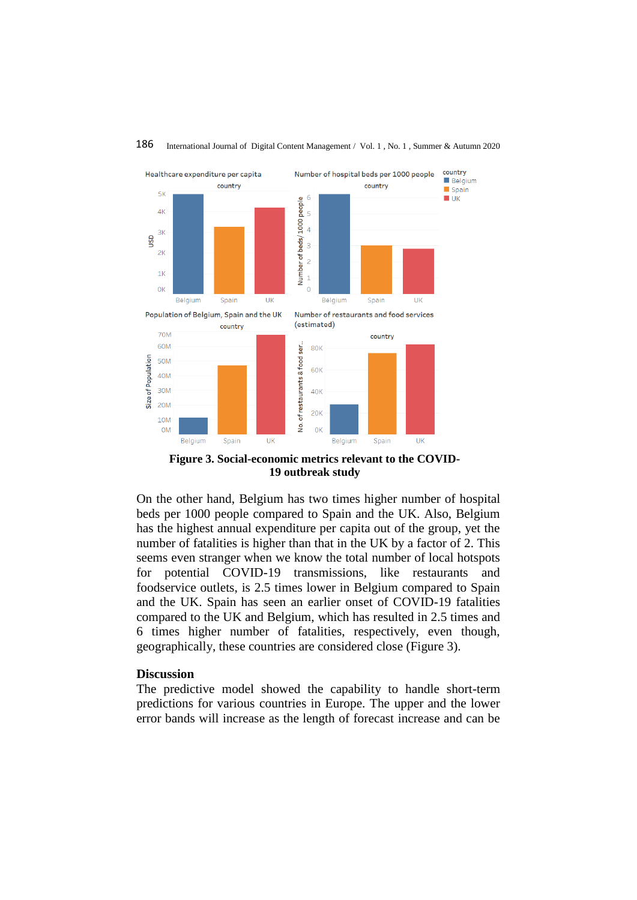**Figure 3. Social-economic metrics relevant to the COVID-19 outbreak study**

On the other hand, Belgium has two times higher number of hospital beds per 1000 people compared to Spain and the UK. Also, Belgium has the highest annual expenditure per capita out of the group, yet the number of fatalities is higher than that in the UK by a factor of 2. This seems even stranger when we know the total number of local hotspots for potential COVID-19 transmissions, like restaurants and foodservice outlets, is 2.5 times lower in Belgium compared to Spain and the UK. Spain has seen an earlier onset of COVID-19 fatalities compared to the UK and Belgium, which has resulted in 2.5 times and 6 times higher number of fatalities, respectively, even though, geographically, these countries are considered close (Figure 3).

## Discussion

The predictive model showed the capability to handle short-term predictions for various countries in Europe. The upper and the lower error bands will increase as the length of forecast increase and can be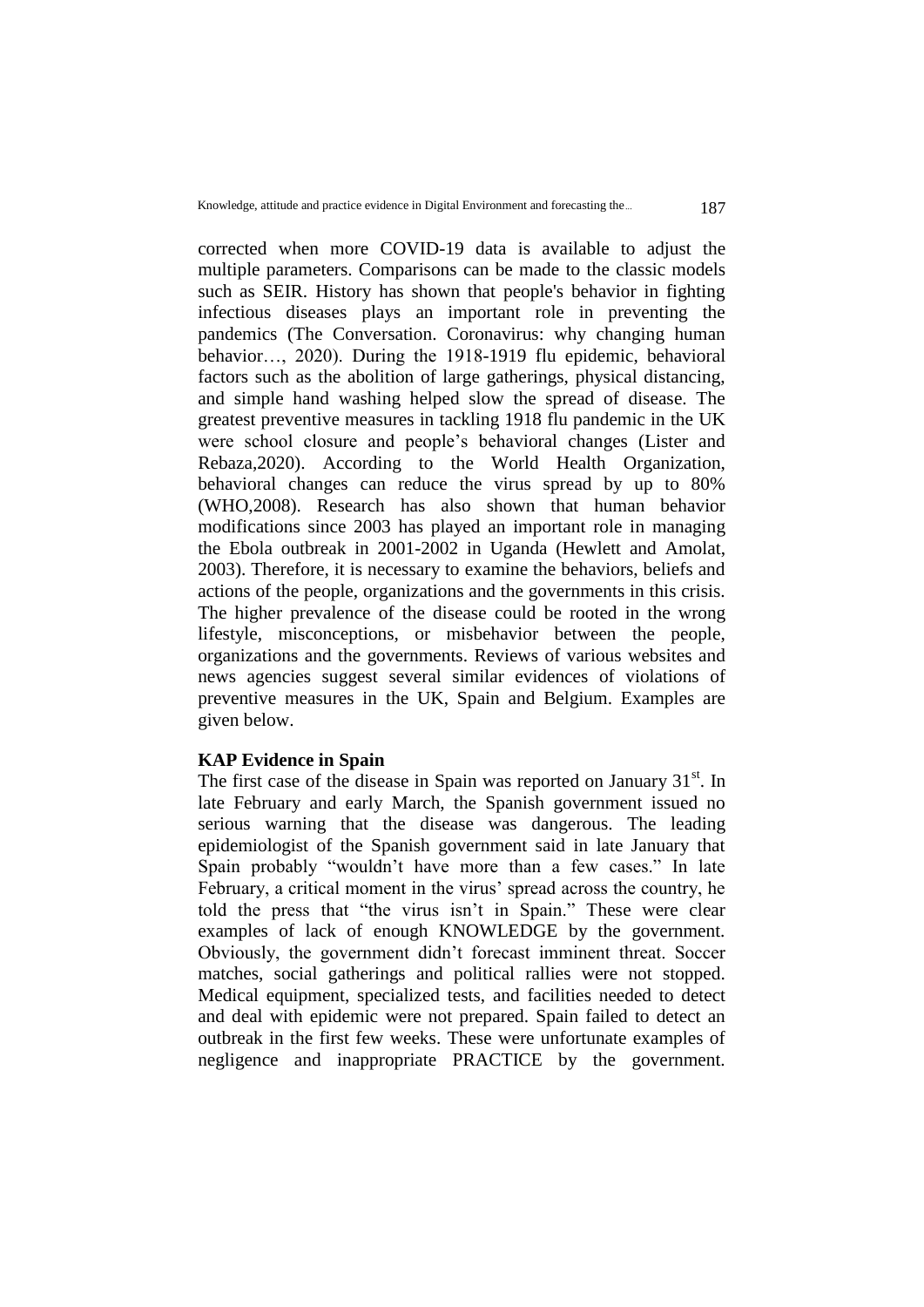corrected when more COVID-19 data is available to adjust the multiple parameters. Comparisons can be made to the classic models such as SEIR. History has shown that people's behavior in fighting infectious diseases plays an important role in preventing the pandemics (The Conversation. Coronavirus: why changing human behavior…, 2020). During the 1918-1919 flu epidemic, behavioral factors such as the abolition of large gatherings, physical distancing, and simple hand washing helped slow the spread of disease. The greatest preventive measures in tackling 1918 flu pandemic in the UK were school closure and people's behavioral changes (Lister and Rebaza,2020). According to the World Health Organization, behavioral changes can reduce the virus spread by up to 80% (WHO,2008). Research has also shown that human behavior modifications since 2003 has played an important role in managing the Ebola outbreak in 2001-2002 in Uganda (Hewlett and Amolat, 2003). Therefore, it is necessary to examine the behaviors, beliefs and actions of the people, organizations and the governments in this crisis. The higher prevalence of the disease could be rooted in the wrong lifestyle, misconceptions, or misbehavior between the people, organizations and the governments. Reviews of various websites and news agencies suggest several similar evidences of violations of preventive measures in the UK, Spain and Belgium. Examples are given below.

**KAP Evidence in Spain**

The first case of the disease in Spain was reported on January 31st. In late February and early March, the Spanish government issued no serious warning that the disease was dangerous. The leading epidemiologist of the Spanish government said in late January that Spain probably "wouldn't have more than a few cases." In late February, a critical moment in the virus' spread across the country, he told the press that "the virus isn't in Spain." These were clear examples of lack of enough KNOWLEDGE by the government. Obviously, the government didn't forecast imminent threat. Soccer matches, social gatherings and political rallies were not stopped. Medical equipment, specialized tests, and facilities needed to detect and deal with epidemic were not prepared. Spain failed to detect an outbreak in the first few weeks. These were unfortunate examples of negligence and inappropriate PRACTICE by the government.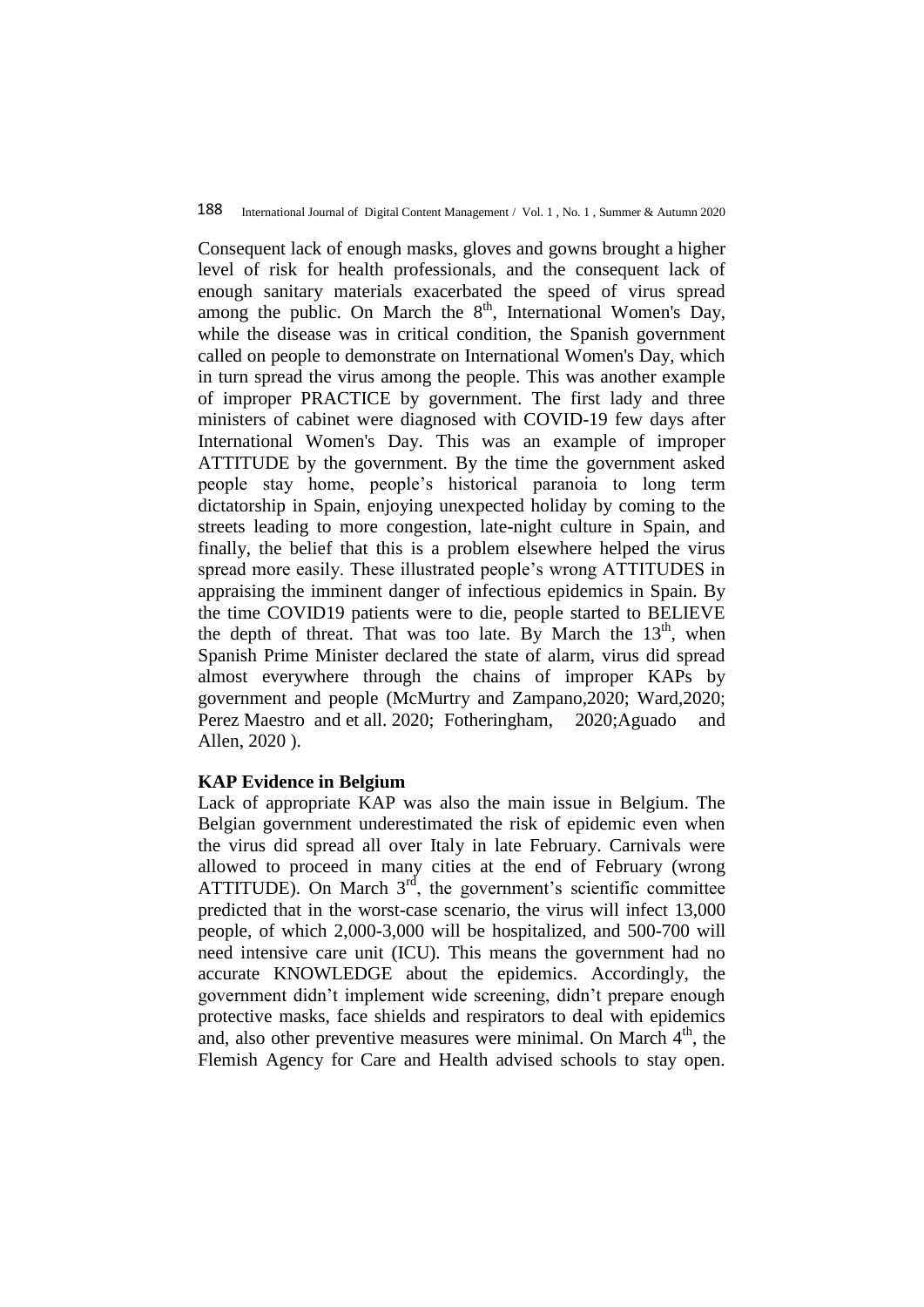Consequent lack of enough masks, gloves and gowns brought a higher level of risk for health professionals, and the consequent lack of enough sanitary materials exacerbated the speed of virus spread among the public. On March the 8th, International Women's Day, while the disease was in critical condition, the Spanish government called on people to demonstrate on International Women's Day, which in turn spread the virus among the people. This was another example of improper PRACTICE by government. The first lady and three ministers of cabinet were diagnosed with COVID-19 few days after International Women's Day. This was an example of improper ATTITUDE by the government. By the time the government asked people stay home, people's historical paranoia to long term dictatorship in Spain, enjoying unexpected holiday by coming to the streets leading to more congestion, late-night culture in Spain, and finally, the belief that this is a problem elsewhere helped the virus spread more easily. These illustrated people's wrong ATTITUDES in appraising the imminent danger of infectious epidemics in Spain. By the time COVID19 patients were to die, people started to BELIEVE the depth of threat. That was too late. By March the 13th, when Spanish Prime Minister declared the state of alarm, virus did spread almost everywhere through the chains of improper KAPs by government and people (McMurtry and Zampano,2020; Ward,2020; Perez Maestro and et all. 2020; Fotheringham, 2020;Aguado and Allen, 2020 ).

**KAP Evidence in Belgium**

Lack of appropriate KAP was also the main issue in Belgium. The Belgian government underestimated the risk of epidemic even when the virus did spread all over Italy in late February. Carnivals were allowed to proceed in many cities at the end of February (wrong ATTITUDE). On March 3rd, the government's scientific committee predicted that in the worst-case scenario, the virus will infect 13,000 people, of which 2,000-3,000 will be hospitalized, and 500-700 will need intensive care unit (ICU). This means the government had no accurate KNOWLEDGE about the epidemics. Accordingly, the government didn't implement wide screening, didn't prepare enough protective masks, face shields and respirators to deal with epidemics and, also other preventive measures were minimal. On March 4th, the Flemish Agency for Care and Health advised schools to stay open.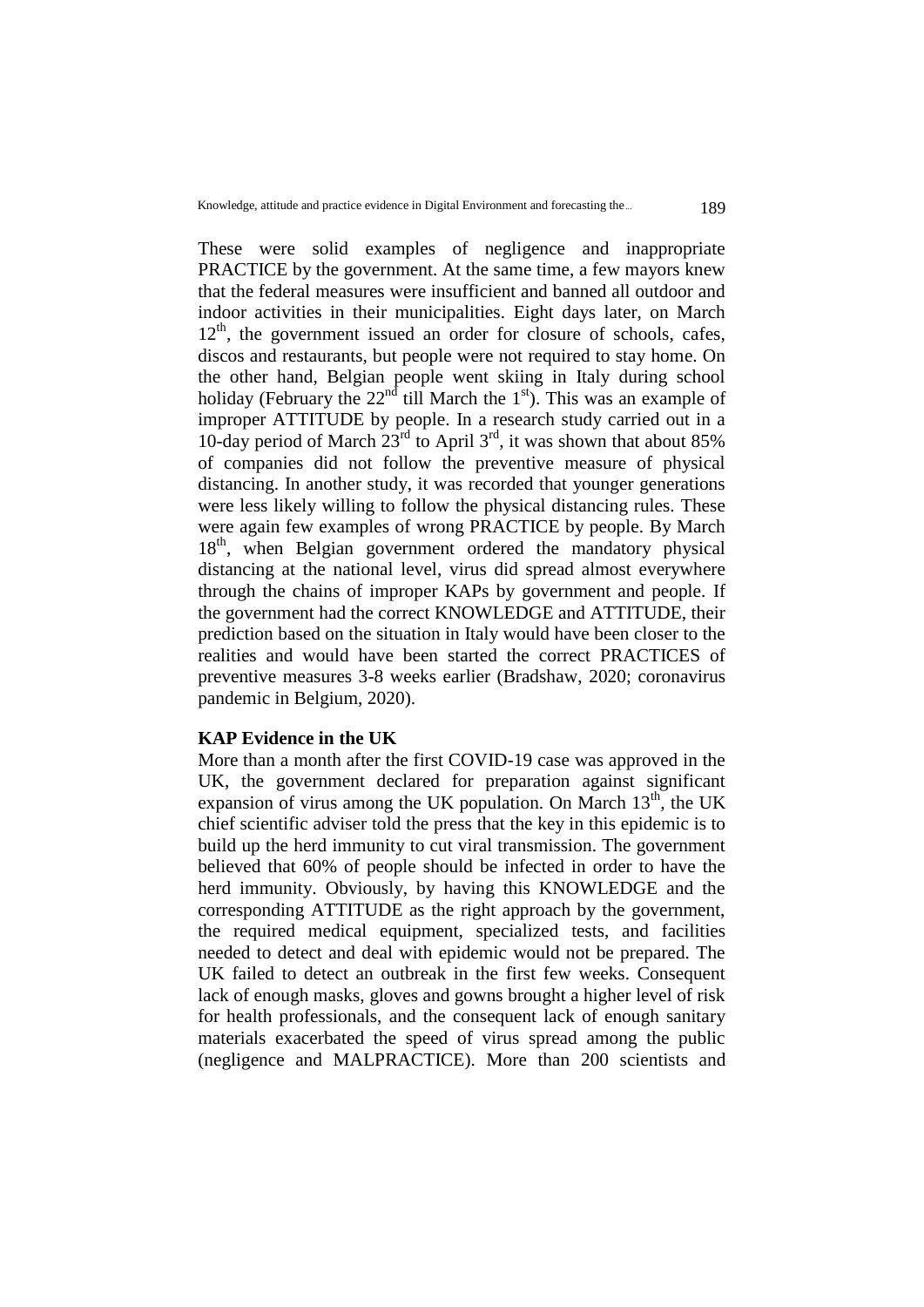These were solid examples of negligence and inappropriate PRACTICE by the government. At the same time, a few mayors knew that the federal measures were insufficient and banned all outdoor and indoor activities in their municipalities. Eight days later, on March 12th, the government issued an order for closure of schools, cafes, discos and restaurants, but people were not required to stay home. On the other hand, Belgian people went skiing in Italy during school holiday (February the 22nd till March the 1st). This was an example of improper ATTITUDE by people. In a research study carried out in a 10-day period of March 23rd to April 3rd, it was shown that about 85% of companies did not follow the preventive measure of physical distancing. In another study, it was recorded that younger generations were less likely willing to follow the physical distancing rules. These were again few examples of wrong PRACTICE by people. By March 18th, when Belgian government ordered the mandatory physical distancing at the national level, virus did spread almost everywhere through the chains of improper KAPs by government and people. If the government had the correct KNOWLEDGE and ATTITUDE, their prediction based on the situation in Italy would have been closer to the realities and would have been started the correct PRACTICES of preventive measures 3-8 weeks earlier (Bradshaw, 2020; coronavirus pandemic in Belgium, 2020).

**KAP Evidence in the UK**

More than a month after the first COVID-19 case was approved in the UK, the government declared for preparation against significant expansion of virus among the UK population. On March 13th, the UK chief scientific adviser told the press that the key in this epidemic is to build up the herd immunity to cut viral transmission. The government believed that 60% of people should be infected in order to have the herd immunity. Obviously, by having this KNOWLEDGE and the corresponding ATTITUDE as the right approach by the government, the required medical equipment, specialized tests, and facilities needed to detect and deal with epidemic would not be prepared. The UK failed to detect an outbreak in the first few weeks. Consequent lack of enough masks, gloves and gowns brought a higher level of risk for health professionals, and the consequent lack of enough sanitary materials exacerbated the speed of virus spread among the public (negligence and MALPRACTICE). More than 200 scientists and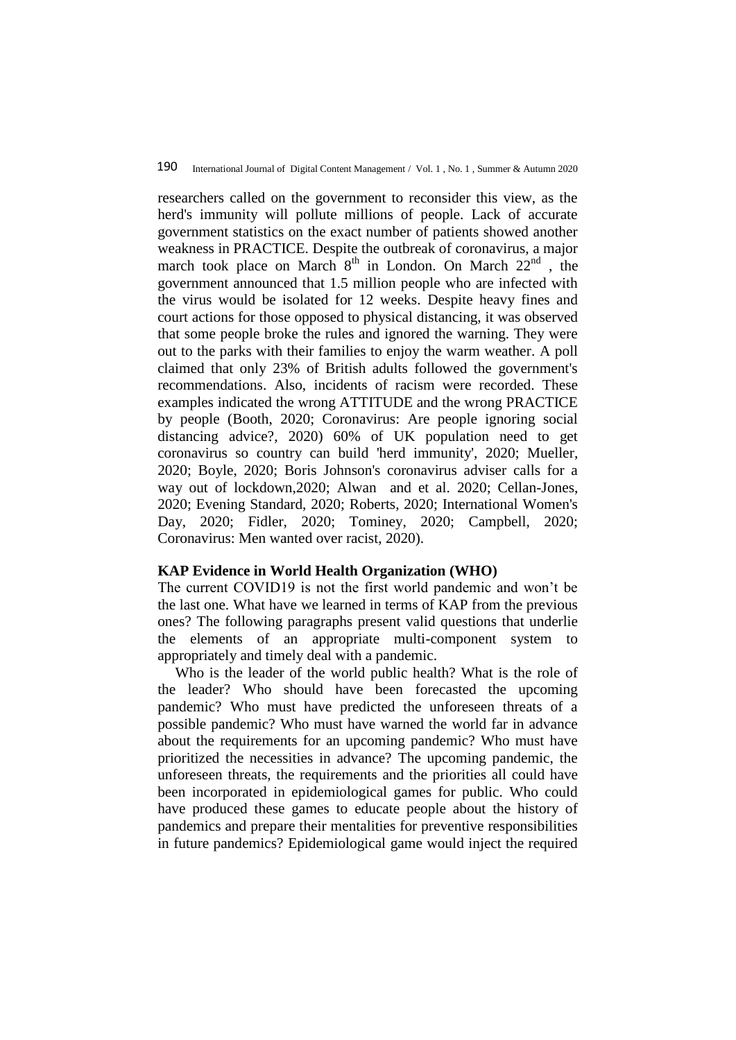researchers called on the government to reconsider this view, as the herd's immunity will pollute millions of people. Lack of accurate government statistics on the exact number of patients showed another weakness in PRACTICE. Despite the outbreak of coronavirus, a major march took place on March 8th in London. On March 22nd , the government announced that 1.5 million people who are infected with the virus would be isolated for 12 weeks. Despite heavy fines and court actions for those opposed to physical distancing, it was observed that some people broke the rules and ignored the warning. They were out to the parks with their families to enjoy the warm weather. A poll claimed that only 23% of British adults followed the government's recommendations. Also, incidents of racism were recorded. These examples indicated the wrong ATTITUDE and the wrong PRACTICE by people (Booth, 2020; Coronavirus: Are people ignoring social distancing advice?, 2020) 60% of UK population need to get coronavirus so country can build 'herd immunity', 2020; Mueller, 2020; Boyle, 2020; Boris Johnson's coronavirus adviser calls for a way out of lockdown,2020; Alwan and et al. 2020; Cellan-Jones, 2020; Evening Standard, 2020; Roberts, 2020; International Women's Day, 2020; Fidler, 2020; Tominey, 2020; Campbell, 2020; Coronavirus: Men wanted over racist, 2020).

**KAP Evidence in World Health Organization (WHO)**

The current COVID19 is not the first world pandemic and won't be the last one. What have we learned in terms of KAP from the previous ones? The following paragraphs present valid questions that underlie the elements of an appropriate multi-component system to appropriately and timely deal with a pandemic.

Who is the leader of the world public health? What is the role of the leader? Who should have been forecasted the upcoming pandemic? Who must have predicted the unforeseen threats of a possible pandemic? Who must have warned the world far in advance about the requirements for an upcoming pandemic? Who must have prioritized the necessities in advance? The upcoming pandemic, the unforeseen threats, the requirements and the priorities all could have been incorporated in epidemiological games for public. Who could have produced these games to educate people about the history of pandemics and prepare their mentalities for preventive responsibilities in future pandemics? Epidemiological game would inject the required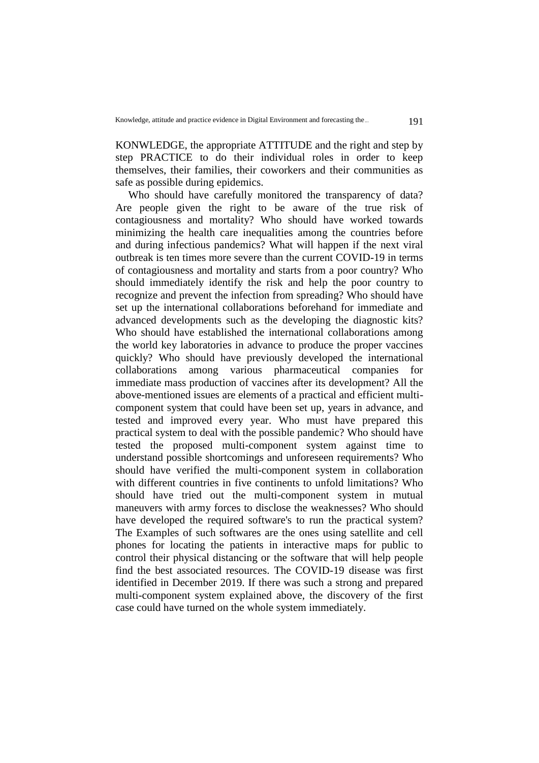KONWLEDGE, the appropriate ATTITUDE and the right and step by step PRACTICE to do their individual roles in order to keep themselves, their families, their coworkers and their communities as safe as possible during epidemics.

Who should have carefully monitored the transparency of data? Are people given the right to be aware of the true risk of contagiousness and mortality? Who should have worked towards minimizing the health care inequalities among the countries before and during infectious pandemics? What will happen if the next viral outbreak is ten times more severe than the current COVID-19 in terms of contagiousness and mortality and starts from a poor country? Who should immediately identify the risk and help the poor country to recognize and prevent the infection from spreading? Who should have set up the international collaborations beforehand for immediate and advanced developments such as the developing the diagnostic kits? Who should have established the international collaborations among the world key laboratories in advance to produce the proper vaccines quickly? Who should have previously developed the international collaborations among various pharmaceutical companies for immediate mass production of vaccines after its development? All the above-mentioned issues are elements of a practical and efficient multi-component system that could have been set up, years in advance, and tested and improved every year. Who must have prepared this practical system to deal with the possible pandemic? Who should have tested the proposed multi-component system against time to understand possible shortcomings and unforeseen requirements? Who should have verified the multi-component system in collaboration with different countries in five continents to unfold limitations? Who should have tried out the multi-component system in mutual maneuvers with army forces to disclose the weaknesses? Who should have developed the required software's to run the practical system? The Examples of such softwares are the ones using satellite and cell phones for locating the patients in interactive maps for public to control their physical distancing or the software that will help people find the best associated resources. The COVID-19 disease was first identified in December 2019. If there was such a strong and prepared multi-component system explained above, the discovery of the first case could have turned on the whole system immediately.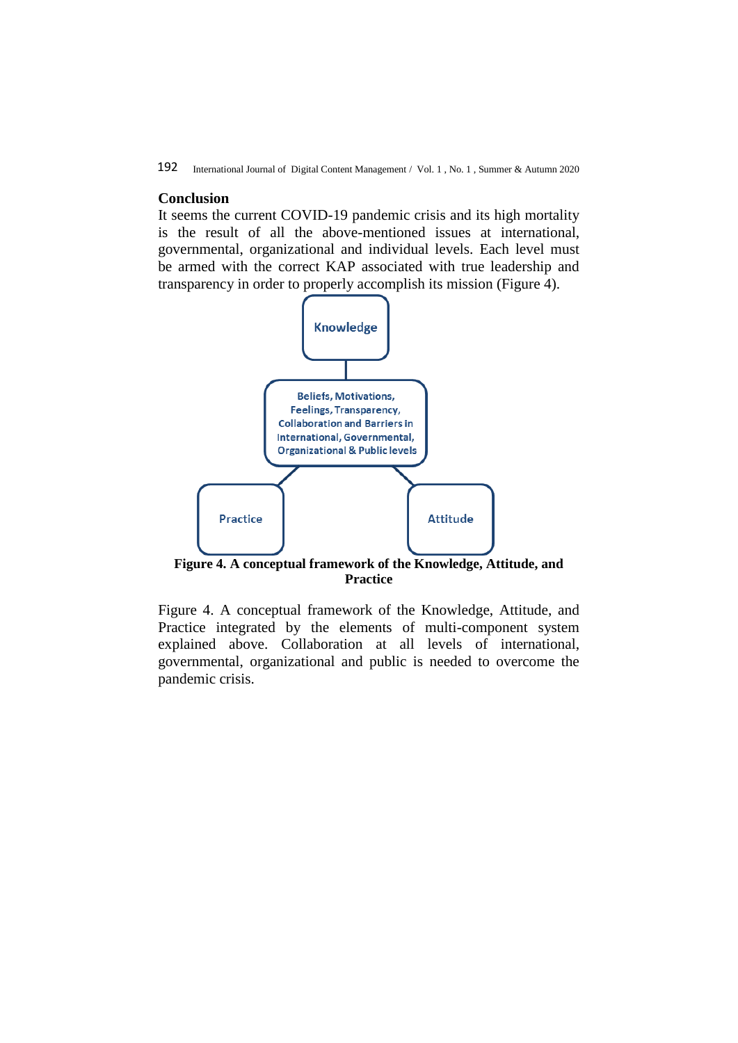## Conclusion

It seems the current COVID-19 pandemic crisis and its high mortality is the result of all the above-mentioned issues at international, governmental, organizational and individual levels. Each level must be armed with the correct KAP associated with true leadership and transparency in order to properly accomplish its mission (Figure 4).

Knowledge

Beliefs, Motivations, Feelings, Transparency, Collaboration and Barriers in International, Governmental, Organizational & Public levels

Practice

Attitude

**Figure 4. A conceptual framework of the Knowledge, Attitude, and Practice**

Figure 4. A conceptual framework of the Knowledge, Attitude, and Practice integrated by the elements of multi-component system explained above. Collaboration at all levels of international, governmental, organizational and public is needed to overcome the pandemic crisis.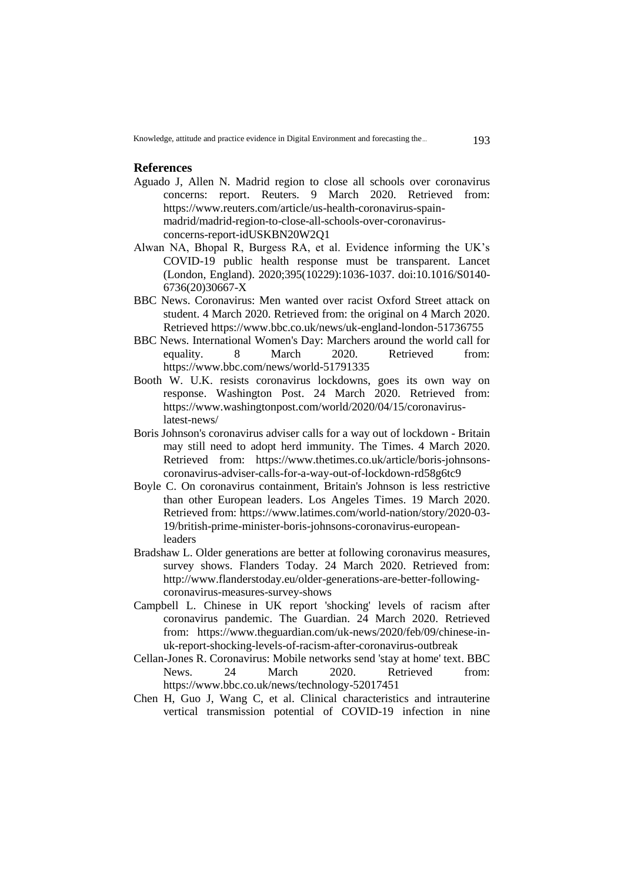## References

Aguado J, Allen N. Madrid region to close all schools over coronavirus concerns: report. Reuters. 9 March 2020. Retrieved from: https://www.reuters.com/article/us-health-coronavirus-spain-madrid/madrid-region-to-close-all-schools-over-coronavirus-concerns-report-idUSKBN20W2Q1

Alwan NA, Bhopal R, Burgess RA, et al. Evidence informing the UK's COVID-19 public health response must be transparent. Lancet (London, England). 2020;395(10229):1036-1037. doi:10.1016/S0140-6736(20)30667-X

BBC News. Coronavirus: Men wanted over racist Oxford Street attack on student. 4 March 2020. Retrieved from: the original on 4 March 2020. Retrieved https://www.bbc.co.uk/news/uk-england-london-51736755

BBC News. International Women's Day: Marchers around the world call for equality. 8 March 2020. Retrieved from: https://www.bbc.com/news/world-51791335

Booth W. U.K. resists coronavirus lockdowns, goes its own way on response. Washington Post. 24 March 2020. Retrieved from: https://www.washingtonpost.com/world/2020/04/15/coronavirus-latest-news/

Boris Johnson's coronavirus adviser calls for a way out of lockdown - Britain may still need to adopt herd immunity. The Times. 4 March 2020. Retrieved from: https://www.thetimes.co.uk/article/boris-johnsons-coronavirus-adviser-calls-for-a-way-out-of-lockdown-rd58g6tc9

Boyle C. On coronavirus containment, Britain's Johnson is less restrictive than other European leaders. Los Angeles Times. 19 March 2020. Retrieved from: https://www.latimes.com/world-nation/story/2020-03-19/british-prime-minister-boris-johnsons-coronavirus-european-leaders

Bradshaw L. Older generations are better at following coronavirus measures, survey shows. Flanders Today. 24 March 2020. Retrieved from: http://www.flanderstoday.eu/older-generations-are-better-following-coronavirus-measures-survey-shows

Campbell L. Chinese in UK report 'shocking' levels of racism after coronavirus pandemic. The Guardian. 24 March 2020. Retrieved from: https://www.theguardian.com/uk-news/2020/feb/09/chinese-in-uk-report-shocking-levels-of-racism-after-coronavirus-outbreak

Cellan-Jones R. Coronavirus: Mobile networks send 'stay at home' text. BBC News. 24 March 2020. Retrieved from: https://www.bbc.co.uk/news/technology-52017451

Chen H, Guo J, Wang C, et al. Clinical characteristics and intrauterine vertical transmission potential of COVID-19 infection in nine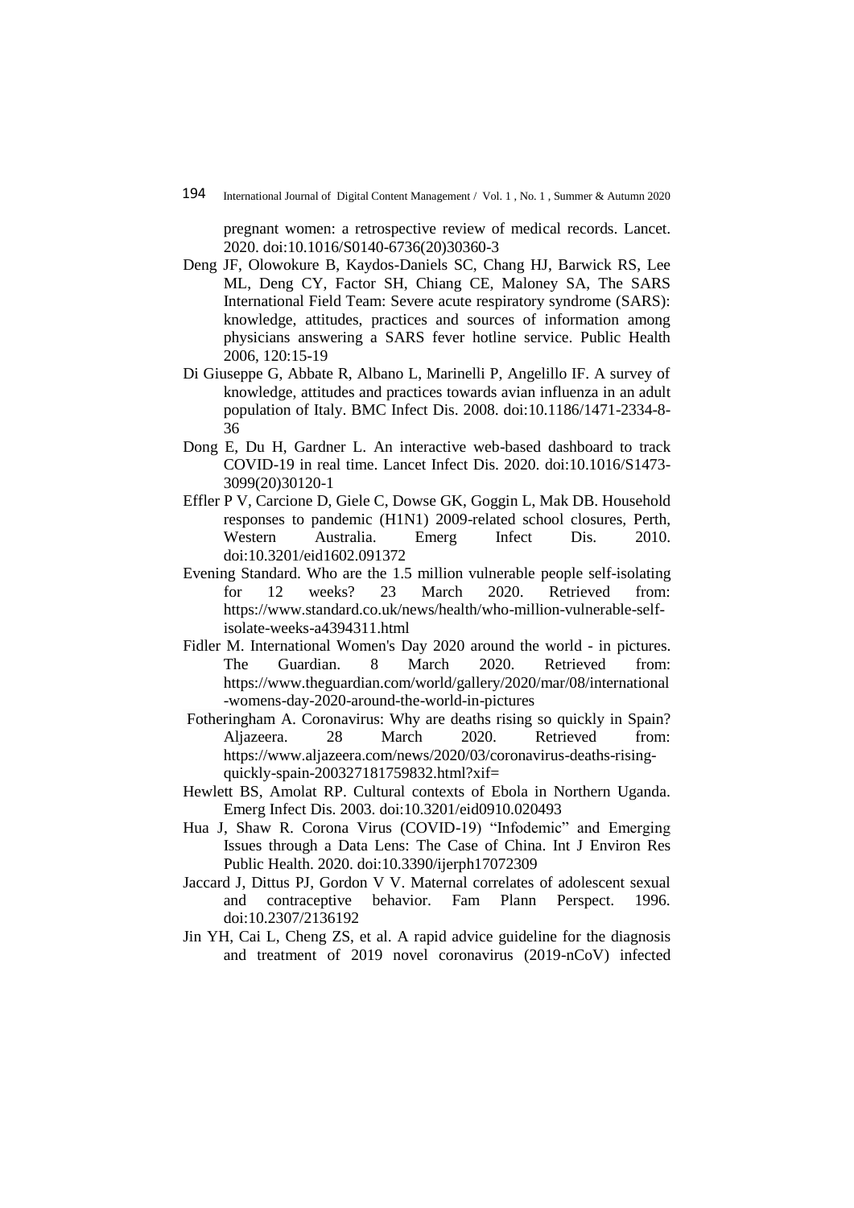pregnant women: a retrospective review of medical records. Lancet. 2020. doi:10.1016/S0140-6736(20)30360-3

Deng JF, Olowokure B, Kaydos-Daniels SC, Chang HJ, Barwick RS, Lee ML, Deng CY, Factor SH, Chiang CE, Maloney SA, The SARS International Field Team: Severe acute respiratory syndrome (SARS): knowledge, attitudes, practices and sources of information among physicians answering a SARS fever hotline service. Public Health 2006, 120:15-19

Di Giuseppe G, Abbate R, Albano L, Marinelli P, Angelillo IF. A survey of knowledge, attitudes and practices towards avian influenza in an adult population of Italy. BMC Infect Dis. 2008. doi:10.1186/1471-2334-8-36

Dong E, Du H, Gardner L. An interactive web-based dashboard to track COVID-19 in real time. Lancet Infect Dis. 2020. doi:10.1016/S1473-3099(20)30120-1

Effler P V, Carcione D, Giele C, Dowse GK, Goggin L, Mak DB. Household responses to pandemic (H1N1) 2009-related school closures, Perth, Western Australia. Emerg Infect Dis. 2010. doi:10.3201/eid1602.091372

Evening Standard. Who are the 1.5 million vulnerable people self-isolating for 12 weeks? 23 March 2020. Retrieved from: https://www.standard.co.uk/news/health/who-million-vulnerable-self-isolate-weeks-a4394311.html

Fidler M. International Women's Day 2020 around the world - in pictures. The Guardian. 8 March 2020. Retrieved from: https://www.theguardian.com/world/gallery/2020/mar/08/international-womens-day-2020-around-the-world-in-pictures

Fotheringham A. Coronavirus: Why are deaths rising so quickly in Spain? Aljazeera. 28 March 2020. Retrieved from: https://www.aljazeera.com/news/2020/03/coronavirus-deaths-rising-quickly-spain-200327181759832.html?xif=

Hewlett BS, Amolat RP. Cultural contexts of Ebola in Northern Uganda. Emerg Infect Dis. 2003. doi:10.3201/eid0910.020493

Hua J, Shaw R. Corona Virus (COVID-19) "Infodemic" and Emerging Issues through a Data Lens: The Case of China. Int J Environ Res Public Health. 2020. doi:10.3390/ijerph17072309

Jaccard J, Dittus PJ, Gordon V V. Maternal correlates of adolescent sexual and contraceptive behavior. Fam Plann Perspect. 1996. doi:10.2307/2136192

Jin YH, Cai L, Cheng ZS, et al. A rapid advice guideline for the diagnosis and treatment of 2019 novel coronavirus (2019-nCoV) infected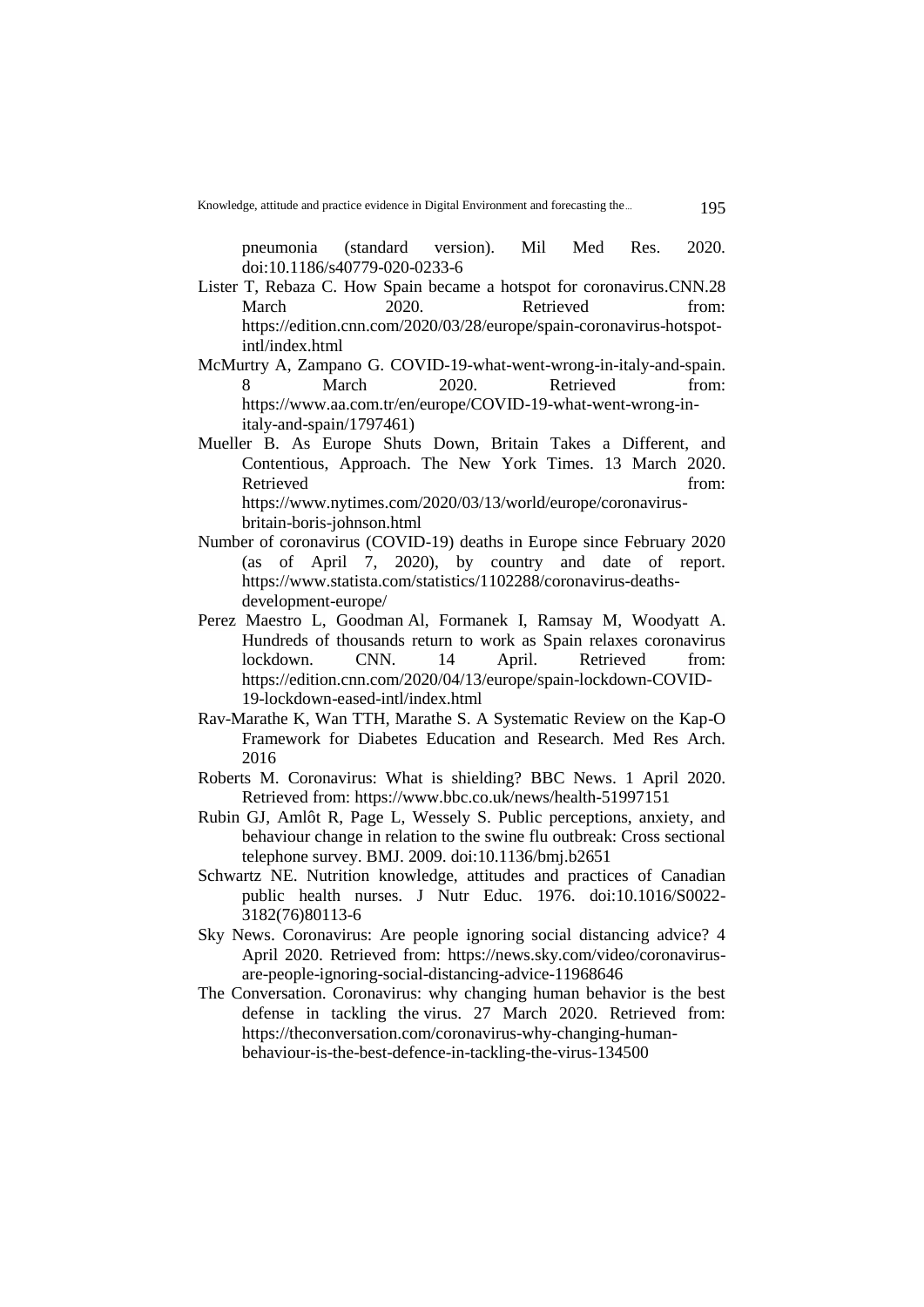pneumonia (standard version). Mil Med Res. 2020. doi:10.1186/s40779-020-0233-6

Lister T, Rebaza C. How Spain became a hotspot for coronavirus.CNN.28 March 2020. Retrieved from: https://edition.cnn.com/2020/03/28/europe/spain-coronavirus-hotspot-intl/index.html

McMurtry A, Zampano G. COVID-19-what-went-wrong-in-italy-and-spain. 8 March 2020. Retrieved from: https://www.aa.com.tr/en/europe/COVID-19-what-went-wrong-in-italy-and-spain/1797461)

Mueller B. As Europe Shuts Down, Britain Takes a Different, and Contentious, Approach. The New York Times. 13 March 2020. Retrieved from: https://www.nytimes.com/2020/03/13/world/europe/coronavirus-britain-boris-johnson.html

Number of coronavirus (COVID-19) deaths in Europe since February 2020 (as of April 7, 2020), by country and date of report. https://www.statista.com/statistics/1102288/coronavirus-deaths-development-europe/

Perez Maestro L, Goodman Al, Formanek I, Ramsay M, Woodyatt A. Hundreds of thousands return to work as Spain relaxes coronavirus lockdown. CNN. 14 April. Retrieved from: https://edition.cnn.com/2020/04/13/europe/spain-lockdown-COVID-19-lockdown-eased-intl/index.html

Rav-Marathe K, Wan TTH, Marathe S. A Systematic Review on the Kap-O Framework for Diabetes Education and Research. Med Res Arch. 2016

Roberts M. Coronavirus: What is shielding? BBC News. 1 April 2020. Retrieved from: https://www.bbc.co.uk/news/health-51997151

Rubin GJ, Amlôt R, Page L, Wessely S. Public perceptions, anxiety, and behaviour change in relation to the swine flu outbreak: Cross sectional telephone survey. BMJ. 2009. doi:10.1136/bmj.b2651

Schwartz NE. Nutrition knowledge, attitudes and practices of Canadian public health nurses. J Nutr Educ. 1976. doi:10.1016/S0022-3182(76)80113-6

Sky News. Coronavirus: Are people ignoring social distancing advice? 4 April 2020. Retrieved from: https://news.sky.com/video/coronavirus-are-people-ignoring-social-distancing-advice-11968646

The Conversation. Coronavirus: why changing human behavior is the best defense in tackling the virus. 27 March 2020. Retrieved from: https://theconversation.com/coronavirus-why-changing-human-behaviour-is-the-best-defence-in-tackling-the-virus-134500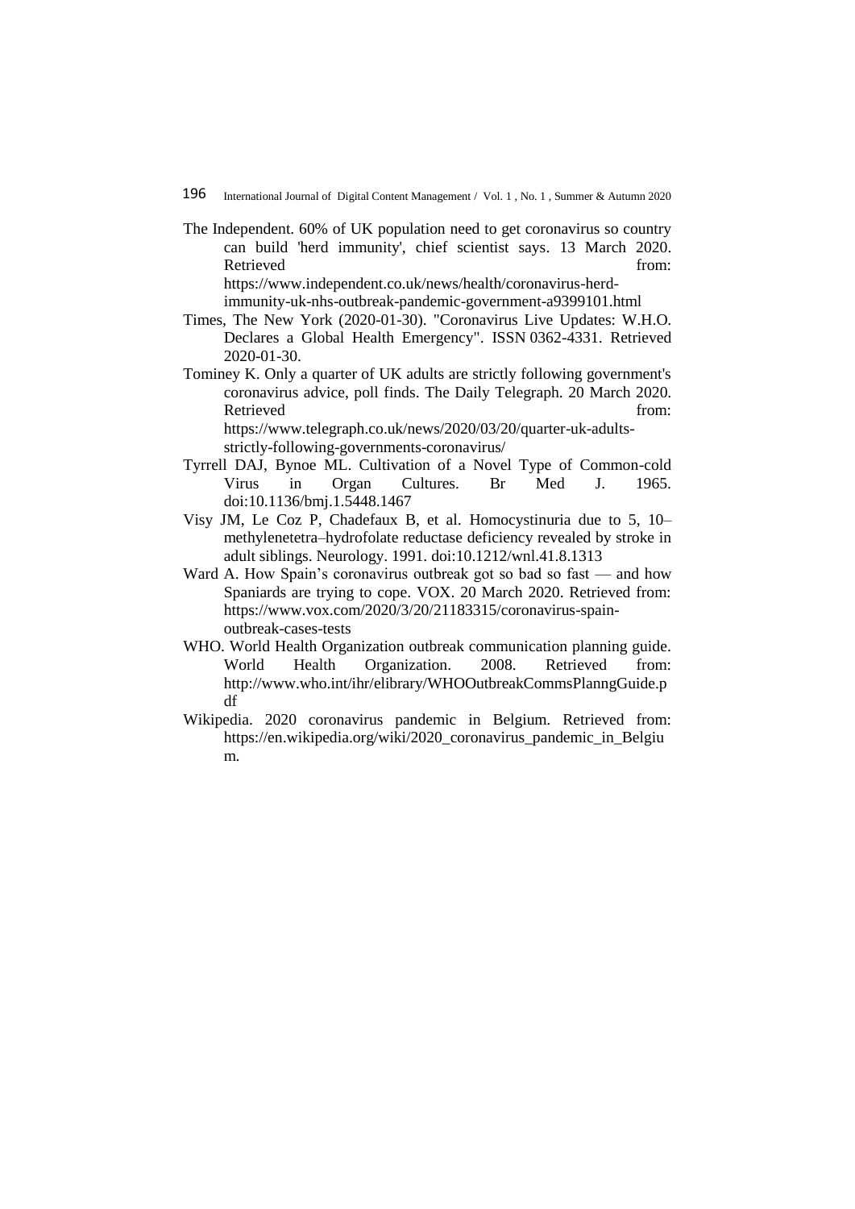The Independent. 60% of UK population need to get coronavirus so country can build 'herd immunity', chief scientist says. 13 March 2020. Retrieved from: https://www.independent.co.uk/news/health/coronavirus-herd-immunity-uk-nhs-outbreak-pandemic-government-a9399101.html

Times, The New York (2020-01-30). "Coronavirus Live Updates: W.H.O. Declares a Global Health Emergency". ISSN 0362-4331. Retrieved 2020-01-30.

Tominey K. Only a quarter of UK adults are strictly following government's coronavirus advice, poll finds. The Daily Telegraph. 20 March 2020. Retrieved from: https://www.telegraph.co.uk/news/2020/03/20/quarter-uk-adults-strictly-following-governments-coronavirus/

Tyrrell DAJ, Bynoe ML. Cultivation of a Novel Type of Common-cold Virus in Organ Cultures. Br Med J. 1965. doi:10.1136/bmj.1.5448.1467

Visy JM, Le Coz P, Chadefaux B, et al. Homocystinuria due to 5, 10–methylenetetra–hydrofolate reductase deficiency revealed by stroke in adult siblings. Neurology. 1991. doi:10.1212/wnl.41.8.1313

Ward A. How Spain's coronavirus outbreak got so bad so fast — and how Spaniards are trying to cope. VOX. 20 March 2020. Retrieved from: https://www.vox.com/2020/3/20/21183315/coronavirus-spain-outbreak-cases-tests

WHO. World Health Organization outbreak communication planning guide. World Health Organization. 2008. Retrieved from: http://www.who.int/ihr/elibrary/WHOOutbreakCommsPlanngGuide.pdf

Wikipedia. 2020 coronavirus pandemic in Belgium. Retrieved from: https://en.wikipedia.org/wiki/2020_coronavirus_pandemic_in_Belgium.